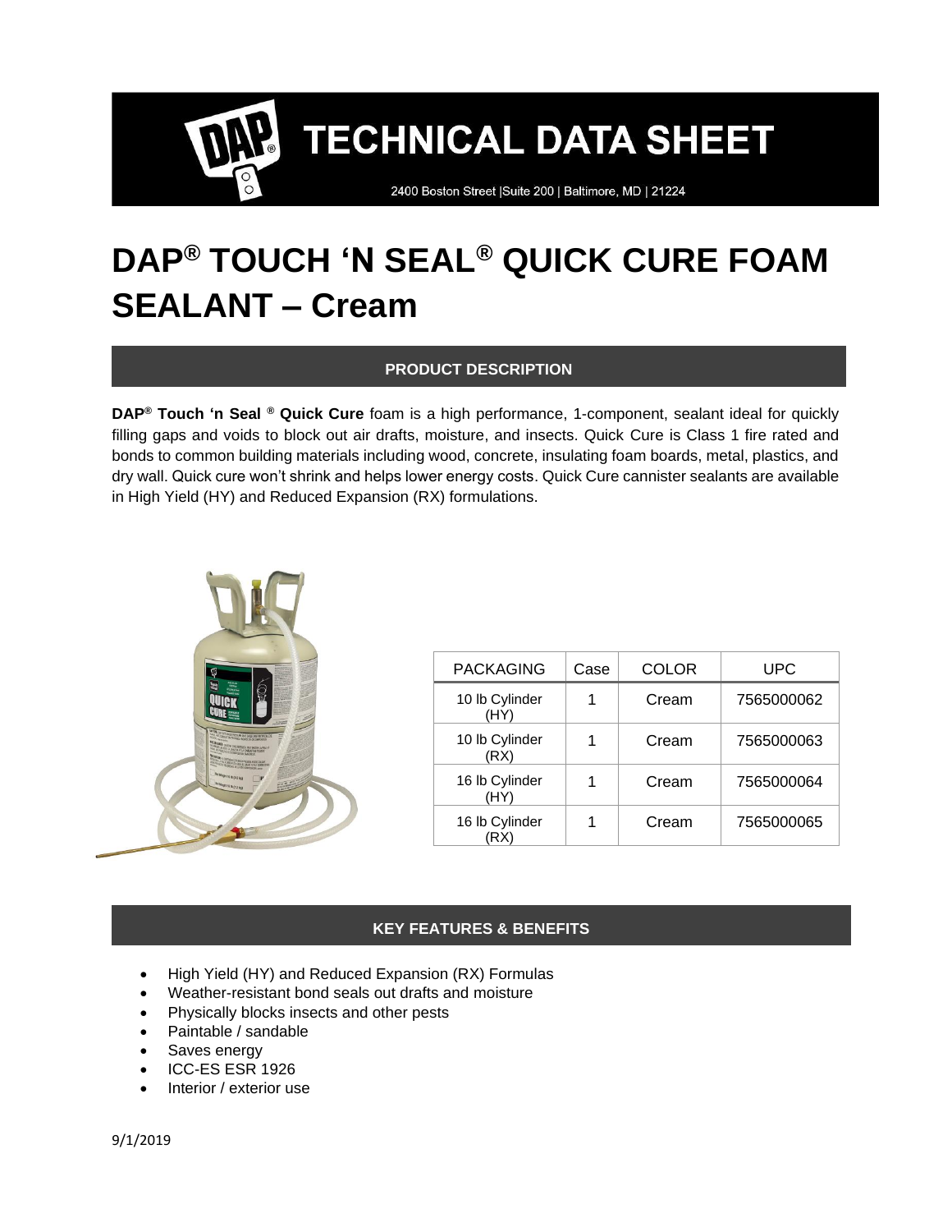# TECHNICAL DATA SHEET

2400 Boston Street |Suite 200 | Baltimore, MD | 21224

# DAP® TOUCH 'N SEAL® QUICK CURE FOAM SEALANT – Cream

## PRODUCT DESCRIPTION

**DAP® Touch 'n Seal ® Quick Cure** foam is a high performance, 1-component, sealant ideal for quickly filling gaps and voids to block out air drafts, moisture, and insects. Quick Cure is Class 1 fire rated and bonds to common building materials including wood, concrete, insulating foam boards, metal, plastics, and dry wall. Quick cure won't shrink and helps lower energy costs. Quick Cure cannister sealants are available in High Yield (HY) and Reduced Expansion (RX) formulations.

| PACKAGING | Case | COLOR | UPC |
|---|---|---|---|
| 10 lb Cylinder (HY) | 1 | Cream | 7565000062 |
| 10 lb Cylinder (RX) | 1 | Cream | 7565000063 |
| 16 lb Cylinder (HY) | 1 | Cream | 7565000064 |
| 16 lb Cylinder (RX) | 1 | Cream | 7565000065 |

## KEY FEATURES & BENEFITS

- High Yield (HY) and Reduced Expansion (RX) Formulas
- Weather-resistant bond seals out drafts and moisture
- Physically blocks insects and other pests
- Paintable / sandable
- Saves energy
- ICC-ES ESR 1926
- Interior / exterior use

9/1/2019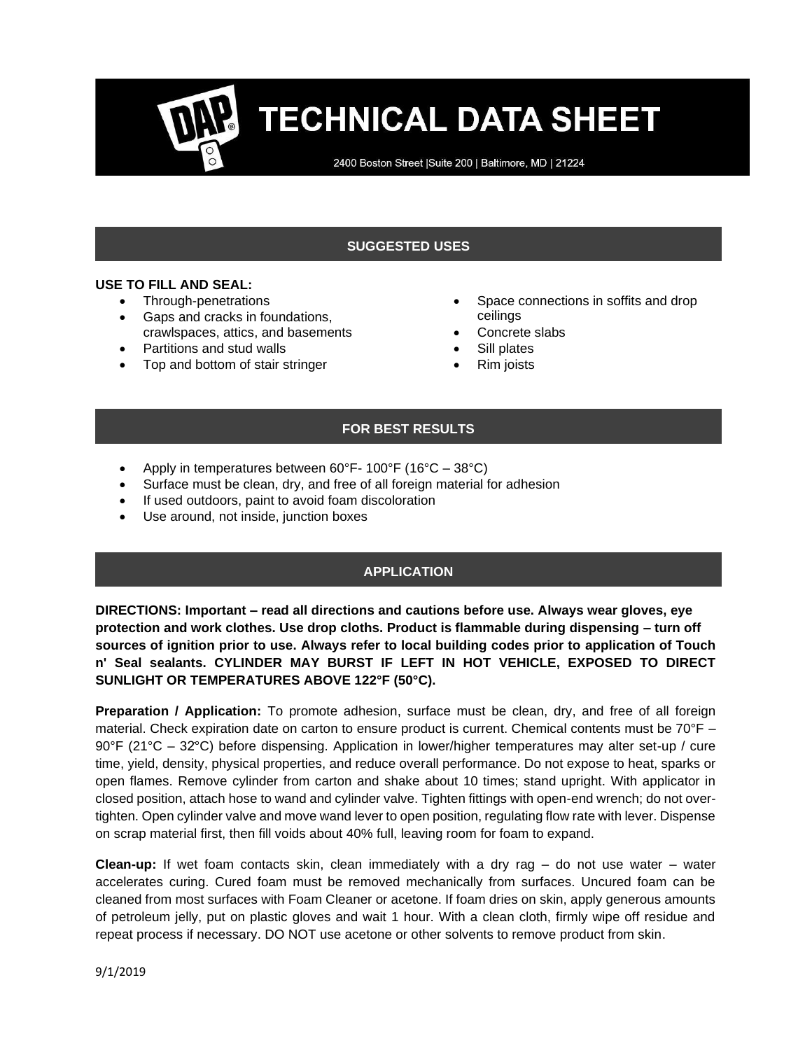# TECHNICAL DATA SHEET

2400 Boston Street |Suite 200 | Baltimore, MD | 21224

## SUGGESTED USES

**USE TO FILL AND SEAL:**

- Through-penetrations
- Gaps and cracks in foundations, crawlspaces, attics, and basements
- Partitions and stud walls
- Top and bottom of stair stringer
- Space connections in soffits and drop ceilings
- Concrete slabs
- Sill plates
- Rim joists

## FOR BEST RESULTS

- Apply in temperatures between 60°F- 100°F (16°C – 38°C)
- Surface must be clean, dry, and free of all foreign material for adhesion
- If used outdoors, paint to avoid foam discoloration
- Use around, not inside, junction boxes

## APPLICATION

**DIRECTIONS: Important – read all directions and cautions before use. Always wear gloves, eye protection and work clothes. Use drop cloths. Product is flammable during dispensing – turn off sources of ignition prior to use. Always refer to local building codes prior to application of Touch n' Seal sealants. CYLINDER MAY BURST IF LEFT IN HOT VEHICLE, EXPOSED TO DIRECT SUNLIGHT OR TEMPERATURES ABOVE 122°F (50°C).**

**Preparation / Application:** To promote adhesion, surface must be clean, dry, and free of all foreign material. Check expiration date on carton to ensure product is current. Chemical contents must be 70°F – 90°F (21°C – 32°C) before dispensing. Application in lower/higher temperatures may alter set-up / cure time, yield, density, physical properties, and reduce overall performance. Do not expose to heat, sparks or open flames. Remove cylinder from carton and shake about 10 times; stand upright. With applicator in closed position, attach hose to wand and cylinder valve. Tighten fittings with open-end wrench; do not over-tighten. Open cylinder valve and move wand lever to open position, regulating flow rate with lever. Dispense on scrap material first, then fill voids about 40% full, leaving room for foam to expand.

**Clean-up:** If wet foam contacts skin, clean immediately with a dry rag – do not use water – water accelerates curing. Cured foam must be removed mechanically from surfaces. Uncured foam can be cleaned from most surfaces with Foam Cleaner or acetone. If foam dries on skin, apply generous amounts of petroleum jelly, put on plastic gloves and wait 1 hour. With a clean cloth, firmly wipe off residue and repeat process if necessary. DO NOT use acetone or other solvents to remove product from skin.

9/1/2019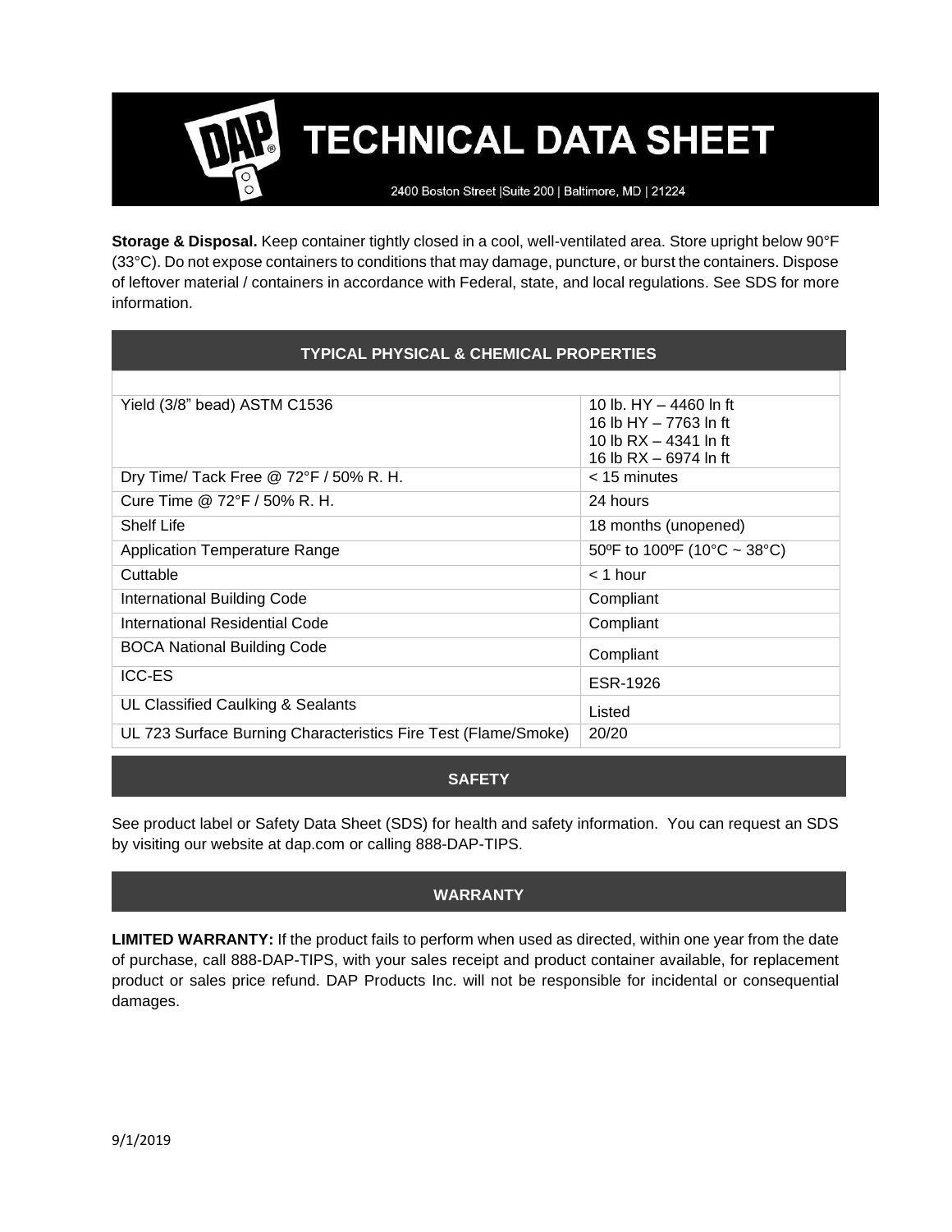# TECHNICAL DATA SHEET

2400 Boston Street |Suite 200 | Baltimore, MD | 21224

**Storage & Disposal.** Keep container tightly closed in a cool, well-ventilated area. Store upright below 90°F (33°C). Do not expose containers to conditions that may damage, puncture, or burst the containers. Dispose of leftover material / containers in accordance with Federal, state, and local regulations. See SDS for more information.

## TYPICAL PHYSICAL & CHEMICAL PROPERTIES

| | |
|---|---|
| Yield (3/8" bead) ASTM C1536 | 10 lb. HY – 4460 ln ft<br>16 lb HY – 7763 ln ft<br>10 lb RX – 4341 ln ft<br>16 lb RX – 6974 ln ft |
| Dry Time/ Tack Free @ 72°F / 50% R. H. | < 15 minutes |
| Cure Time @ 72°F / 50% R. H. | 24 hours |
| Shelf Life | 18 months (unopened) |
| Application Temperature Range | 50ºF to 100ºF (10°C ~ 38°C) |
| Cuttable | < 1 hour |
| International Building Code | Compliant |
| International Residential Code | Compliant |
| BOCA National Building Code | Compliant |
| ICC-ES | ESR-1926 |
| UL Classified Caulking & Sealants | Listed |
| UL 723 Surface Burning Characteristics Fire Test (Flame/Smoke) | 20/20 |

## SAFETY

See product label or Safety Data Sheet (SDS) for health and safety information. You can request an SDS by visiting our website at dap.com or calling 888-DAP-TIPS.

## WARRANTY

**LIMITED WARRANTY:** If the product fails to perform when used as directed, within one year from the date of purchase, call 888-DAP-TIPS, with your sales receipt and product container available, for replacement product or sales price refund. DAP Products Inc. will not be responsible for incidental or consequential damages.

9/1/2019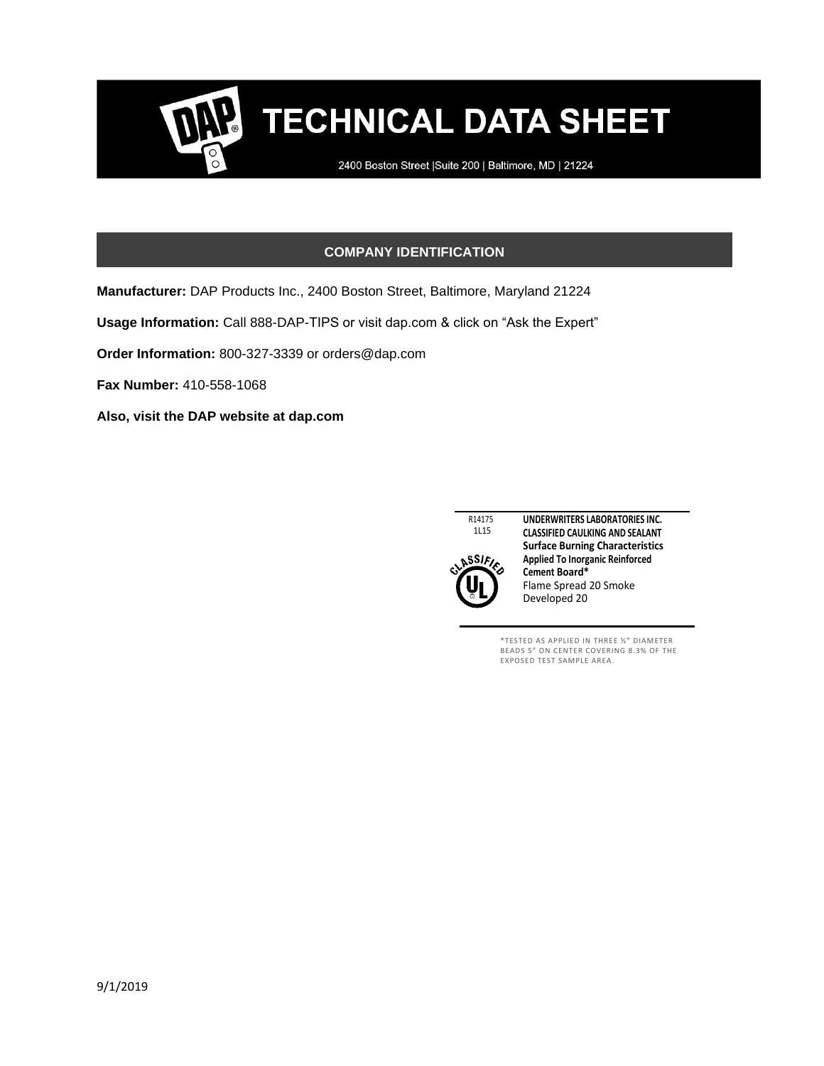# TECHNICAL DATA SHEET

2400 Boston Street |Suite 200 | Baltimore, MD | 21224

## COMPANY IDENTIFICATION

**Manufacturer:** DAP Products Inc., 2400 Boston Street, Baltimore, Maryland 21224

**Usage Information:** Call 888-DAP-TIPS or visit dap.com & click on "Ask the Expert"

**Order Information:** 800-327-3339 or orders@dap.com

**Fax Number:** 410-558-1068

**Also, visit the DAP website at dap.com**

R14175
1L15

**UNDERWRITERS LABORATORIES INC.**
**CLASSIFIED CAULKING AND SEALANT**
**Surface Burning Characteristics**
**Applied To Inorganic Reinforced Cement Board***
Flame Spread 20 Smoke Developed 20

*TESTED AS APPLIED IN THREE ½" DIAMETER BEADS 5" ON CENTER COVERING 8.3% OF THE EXPOSED TEST SAMPLE AREA.

9/1/2019